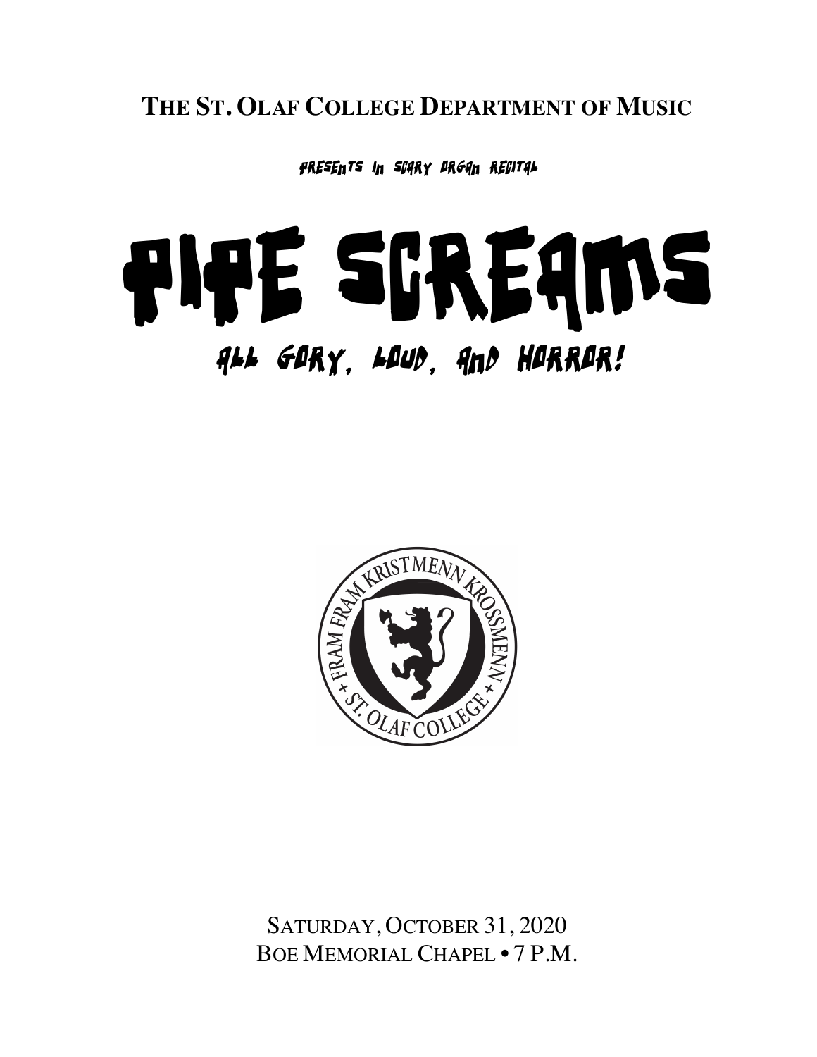**THE ST. OLAF COLLEGE DEPARTMENT OF MUSIC**

PRESENTS A SCARY ORGAN RECITAL

# PIPE SCREAMS

## ALL GORY, LOUD, AND HORROR!

FRAM FRAM KRISTMENN KROSSMENN + ST. OLAF COLLEGE +

SATURDAY, OCTOBER 31, 2020
BOE MEMORIAL CHAPEL • 7 P.M.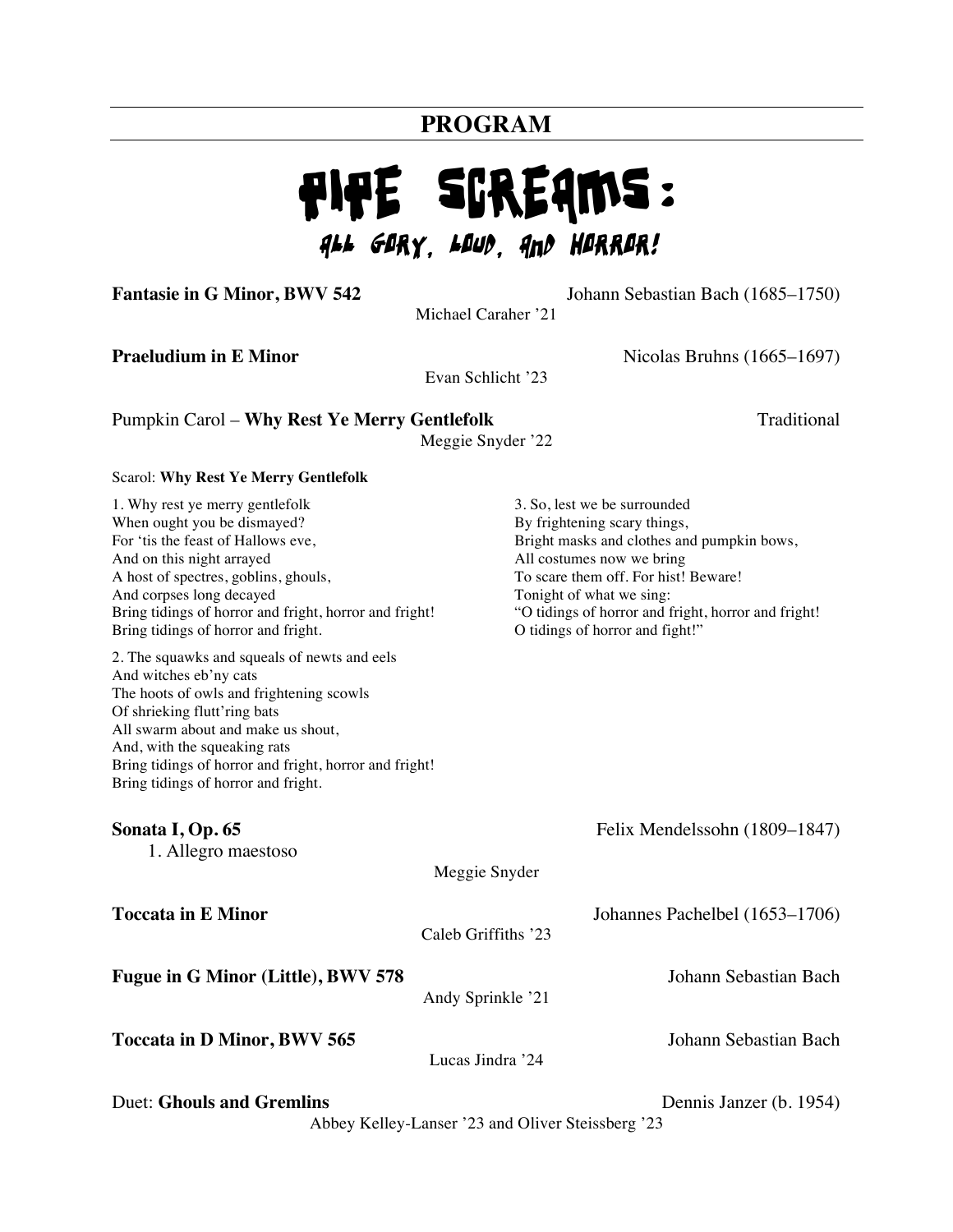## PROGRAM

# PIPE SCREAMS:

### ALL GORY, LOUD, AND HORROR!

**Fantasie in G Minor, BWV 542** — Johann Sebastian Bach (1685–1750)
Michael Caraher '21

**Praeludium in E Minor** — Nicolas Bruhns (1665–1697)
Evan Schlicht '23

Pumpkin Carol – **Why Rest Ye Merry Gentlefolk** — Traditional
Meggie Snyder '22

Scarol: **Why Rest Ye Merry Gentlefolk**

1. Why rest ye merry gentlefolk
When ought you be dismayed?
For 'tis the feast of Hallows eve,
And on this night arrayed
A host of spectres, goblins, ghouls,
And corpses long decayed
Bring tidings of horror and fright, horror and fright!
Bring tidings of horror and fright.

2. The squawks and squeals of newts and eels
And witches eb'ny cats
The hoots of owls and frightening scowls
Of shrieking flutt'ring bats
All swarm about and make us shout,
And, with the squeaking rats
Bring tidings of horror and fright, horror and fright!
Bring tidings of horror and fright.

3. So, lest we be surrounded
By frightening scary things,
Bright masks and clothes and pumpkin bows,
All costumes now we bring
To scare them off. For hist! Beware!
Tonight of what we sing:
"O tidings of horror and fright, horror and fright!
O tidings of horror and fight!"

**Sonata I, Op. 65** — Felix Mendelssohn (1809–1847)
1. Allegro maestoso
Meggie Snyder

**Toccata in E Minor** — Johannes Pachelbel (1653–1706)
Caleb Griffiths '23

**Fugue in G Minor (Little), BWV 578** — Johann Sebastian Bach
Andy Sprinkle '21

**Toccata in D Minor, BWV 565** — Johann Sebastian Bach
Lucas Jindra '24

Duet: **Ghouls and Gremlins** — Dennis Janzer (b. 1954)
Abbey Kelley-Lanser '23 and Oliver Steissberg '23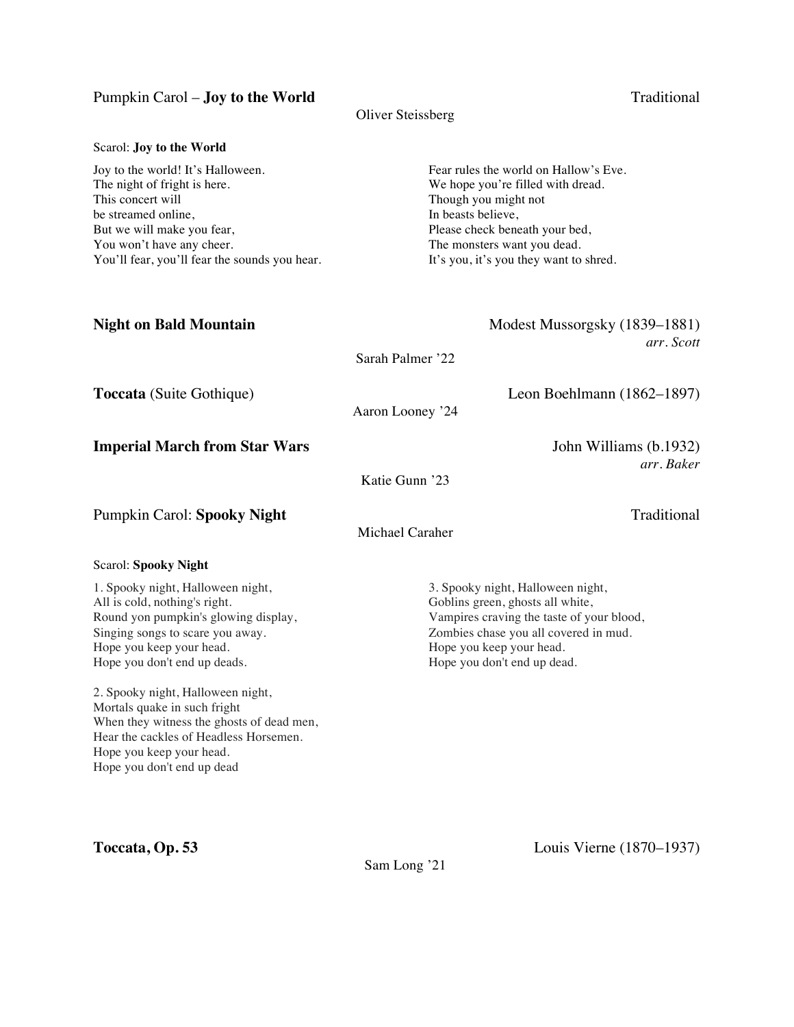Pumpkin Carol – **Joy to the World** — Traditional

Oliver Steissberg

Scarol: **Joy to the World**

Joy to the world! It's Halloween.
The night of fright is here.
This concert will
be streamed online,
But we will make you fear,
You won't have any cheer.
You'll fear, you'll fear the sounds you hear.

Fear rules the world on Hallow's Eve.
We hope you're filled with dread.
Though you might not
In beasts believe,
Please check beneath your bed,
The monsters want you dead.
It's you, it's you they want to shred.

**Night on Bald Mountain** — Modest Mussorgsky (1839–1881)
*arr. Scott*

Sarah Palmer '22

**Toccata** (Suite Gothique) — Leon Boehlmann (1862–1897)

Aaron Looney '24

**Imperial March from Star Wars** — John Williams (b.1932)
*arr. Baker*

Katie Gunn '23

Pumpkin Carol: **Spooky Night** — Traditional

Michael Caraher

Scarol: **Spooky Night**

1. Spooky night, Halloween night,
All is cold, nothing's right.
Round yon pumpkin's glowing display,
Singing songs to scare you away.
Hope you keep your head.
Hope you don't end up deads.

2. Spooky night, Halloween night,
Mortals quake in such fright
When they witness the ghosts of dead men,
Hear the cackles of Headless Horsemen.
Hope you keep your head.
Hope you don't end up dead

3. Spooky night, Halloween night,
Goblins green, ghosts all white,
Vampires craving the taste of your blood,
Zombies chase you all covered in mud.
Hope you keep your head.
Hope you don't end up dead.

**Toccata, Op. 53** — Louis Vierne (1870–1937)

Sam Long '21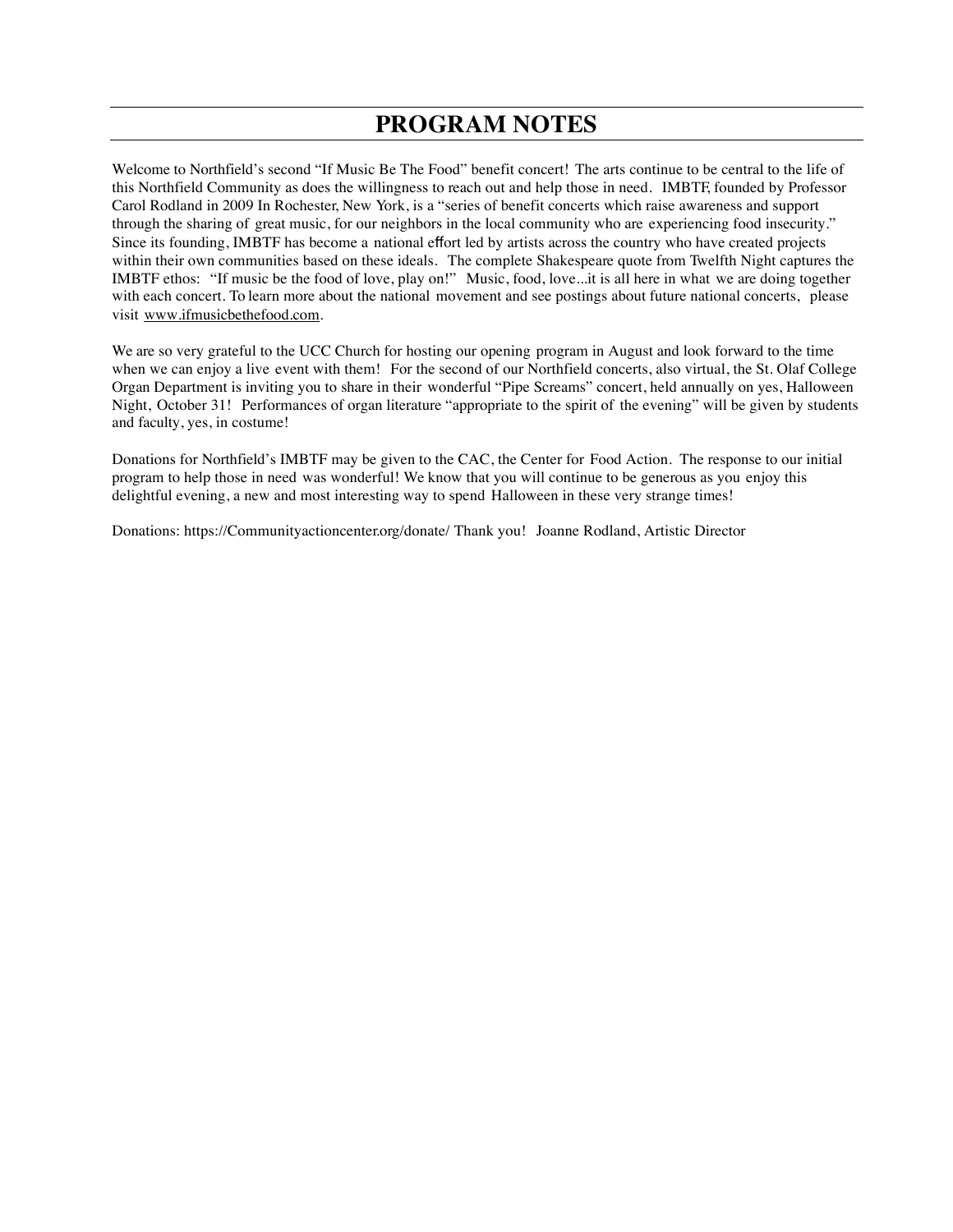# PROGRAM NOTES

Welcome to Northfield's second "If Music Be The Food" benefit concert! The arts continue to be central to the life of this Northfield Community as does the willingness to reach out and help those in need. IMBTF, founded by Professor Carol Rodland in 2009 In Rochester, New York, is a "series of benefit concerts which raise awareness and support through the sharing of great music, for our neighbors in the local community who are experiencing food insecurity." Since its founding, IMBTF has become a national effort led by artists across the country who have created projects within their own communities based on these ideals. The complete Shakespeare quote from Twelfth Night captures the IMBTF ethos: "If music be the food of love, play on!" Music, food, love...it is all here in what we are doing together with each concert. To learn more about the national movement and see postings about future national concerts, please visit www.ifmusicbethefood.com.

We are so very grateful to the UCC Church for hosting our opening program in August and look forward to the time when we can enjoy a live event with them! For the second of our Northfield concerts, also virtual, the St. Olaf College Organ Department is inviting you to share in their wonderful "Pipe Screams" concert, held annually on yes, Halloween Night, October 31! Performances of organ literature "appropriate to the spirit of the evening" will be given by students and faculty, yes, in costume!

Donations for Northfield's IMBTF may be given to the CAC, the Center for Food Action. The response to our initial program to help those in need was wonderful! We know that you will continue to be generous as you enjoy this delightful evening, a new and most interesting way to spend Halloween in these very strange times!

Donations: https://Communityactioncenter.org/donate/ Thank you! Joanne Rodland, Artistic Director